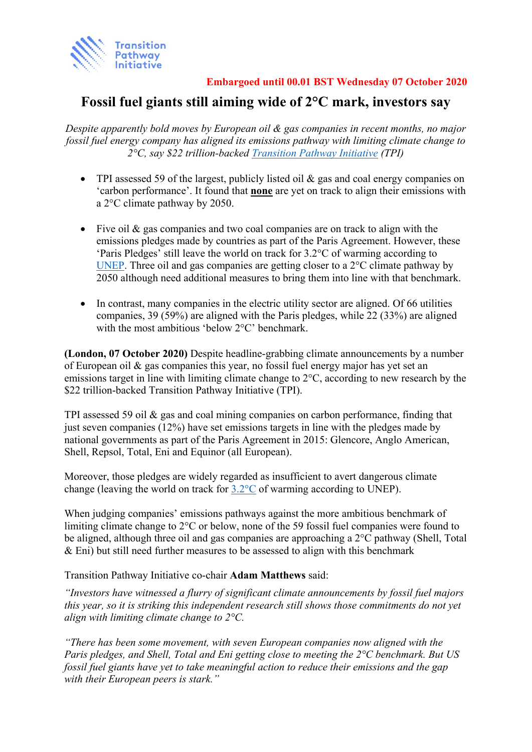Transition Pathway Initiative

**Embargoed until 00.01 BST Wednesday 07 October 2020**

# Fossil fuel giants still aiming wide of 2°C mark, investors say

*Despite apparently bold moves by European oil & gas companies in recent months, no major fossil fuel energy company has aligned its emissions pathway with limiting climate change to 2°C, say $22 trillion-backed Transition Pathway Initiative (TPI)*

- TPI assessed 59 of the largest, publicly listed oil & gas and coal energy companies on 'carbon performance'. It found that **none** are yet on track to align their emissions with a 2°C climate pathway by 2050.

- Five oil & gas companies and two coal companies are on track to align with the emissions pledges made by countries as part of the Paris Agreement. However, these 'Paris Pledges' still leave the world on track for 3.2°C of warming according to UNEP. Three oil and gas companies are getting closer to a 2°C climate pathway by 2050 although need additional measures to bring them into line with that benchmark.

- In contrast, many companies in the electric utility sector are aligned. Of 66 utilities companies, 39 (59%) are aligned with the Paris pledges, while 22 (33%) are aligned with the most ambitious 'below 2°C' benchmark.

**(London, 07 October 2020)** Despite headline-grabbing climate announcements by a number of European oil & gas companies this year, no fossil fuel energy major has yet set an emissions target in line with limiting climate change to 2°C, according to new research by the $22 trillion-backed Transition Pathway Initiative (TPI).

TPI assessed 59 oil & gas and coal mining companies on carbon performance, finding that just seven companies (12%) have set emissions targets in line with the pledges made by national governments as part of the Paris Agreement in 2015: Glencore, Anglo American, Shell, Repsol, Total, Eni and Equinor (all European).

Moreover, those pledges are widely regarded as insufficient to avert dangerous climate change (leaving the world on track for 3.2°C of warming according to UNEP).

When judging companies' emissions pathways against the more ambitious benchmark of limiting climate change to 2°C or below, none of the 59 fossil fuel companies were found to be aligned, although three oil and gas companies are approaching a 2°C pathway (Shell, Total & Eni) but still need further measures to be assessed to align with this benchmark

Transition Pathway Initiative co-chair **Adam Matthews** said:

*"Investors have witnessed a flurry of significant climate announcements by fossil fuel majors this year, so it is striking this independent research still shows those commitments do not yet align with limiting climate change to 2°C.*

*"There has been some movement, with seven European companies now aligned with the Paris pledges, and Shell, Total and Eni getting close to meeting the 2°C benchmark. But US fossil fuel giants have yet to take meaningful action to reduce their emissions and the gap with their European peers is stark."*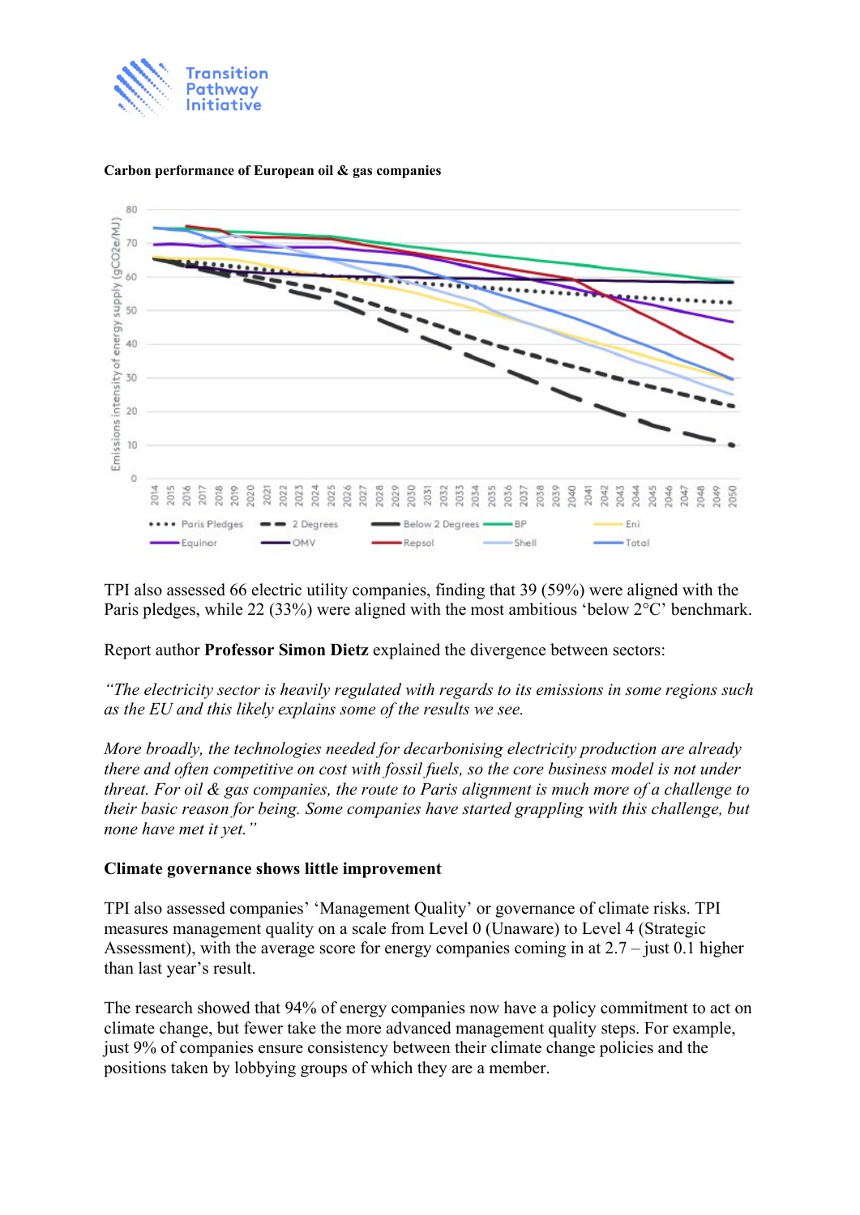**Carbon performance of European oil & gas companies**

TPI also assessed 66 electric utility companies, finding that 39 (59%) were aligned with the Paris pledges, while 22 (33%) were aligned with the most ambitious 'below 2°C' benchmark.

Report author **Professor Simon Dietz** explained the divergence between sectors:

*"The electricity sector is heavily regulated with regards to its emissions in some regions such as the EU and this likely explains some of the results we see.*

*More broadly, the technologies needed for decarbonising electricity production are already there and often competitive on cost with fossil fuels, so the core business model is not under threat. For oil & gas companies, the route to Paris alignment is much more of a challenge to their basic reason for being. Some companies have started grappling with this challenge, but none have met it yet."*

**Climate governance shows little improvement**

TPI also assessed companies' 'Management Quality' or governance of climate risks. TPI measures management quality on a scale from Level 0 (Unaware) to Level 4 (Strategic Assessment), with the average score for energy companies coming in at 2.7 – just 0.1 higher than last year's result.

The research showed that 94% of energy companies now have a policy commitment to act on climate change, but fewer take the more advanced management quality steps. For example, just 9% of companies ensure consistency between their climate change policies and the positions taken by lobbying groups of which they are a member.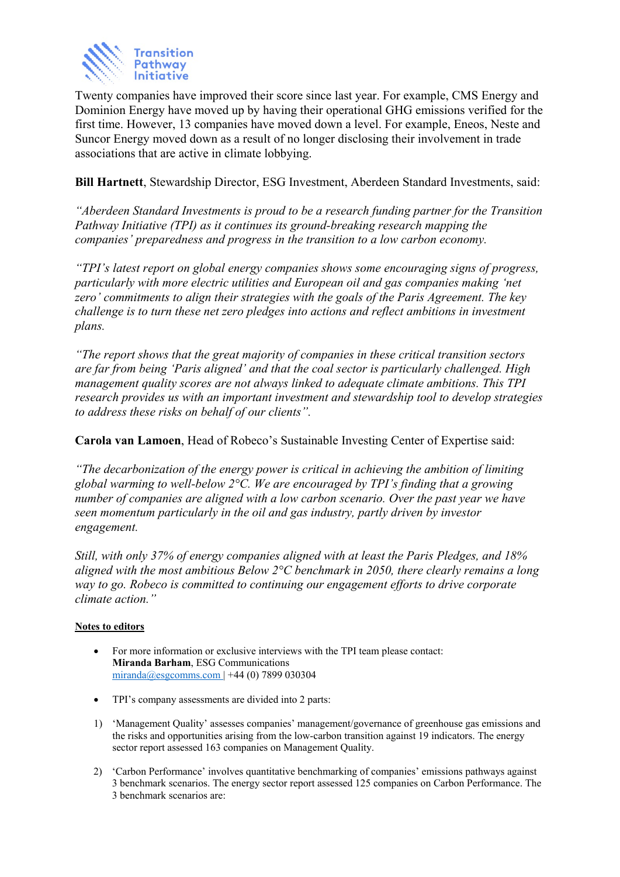Twenty companies have improved their score since last year. For example, CMS Energy and Dominion Energy have moved up by having their operational GHG emissions verified for the first time. However, 13 companies have moved down a level. For example, Eneos, Neste and Suncor Energy moved down as a result of no longer disclosing their involvement in trade associations that are active in climate lobbying.

**Bill Hartnett**, Stewardship Director, ESG Investment, Aberdeen Standard Investments, said:

*"Aberdeen Standard Investments is proud to be a research funding partner for the Transition Pathway Initiative (TPI) as it continues its ground-breaking research mapping the companies' preparedness and progress in the transition to a low carbon economy.*

*"TPI's latest report on global energy companies shows some encouraging signs of progress, particularly with more electric utilities and European oil and gas companies making 'net zero' commitments to align their strategies with the goals of the Paris Agreement. The key challenge is to turn these net zero pledges into actions and reflect ambitions in investment plans.*

*"The report shows that the great majority of companies in these critical transition sectors are far from being 'Paris aligned' and that the coal sector is particularly challenged. High management quality scores are not always linked to adequate climate ambitions. This TPI research provides us with an important investment and stewardship tool to develop strategies to address these risks on behalf of our clients".*

**Carola van Lamoen**, Head of Robeco's Sustainable Investing Center of Expertise said:

*"The decarbonization of the energy power is critical in achieving the ambition of limiting global warming to well-below 2°C. We are encouraged by TPI's finding that a growing number of companies are aligned with a low carbon scenario. Over the past year we have seen momentum particularly in the oil and gas industry, partly driven by investor engagement.*

*Still, with only 37% of energy companies aligned with at least the Paris Pledges, and 18% aligned with the most ambitious Below 2°C benchmark in 2050, there clearly remains a long way to go. Robeco is committed to continuing our engagement efforts to drive corporate climate action."*

**Notes to editors**

- For more information or exclusive interviews with the TPI team please contact:
  **Miranda Barham**, ESG Communications
  miranda@esgcomms.com | +44 (0) 7899 030304

- TPI's company assessments are divided into 2 parts:

1) 'Management Quality' assesses companies' management/governance of greenhouse gas emissions and the risks and opportunities arising from the low-carbon transition against 19 indicators. The energy sector report assessed 163 companies on Management Quality.

2) 'Carbon Performance' involves quantitative benchmarking of companies' emissions pathways against 3 benchmark scenarios. The energy sector report assessed 125 companies on Carbon Performance. The 3 benchmark scenarios are: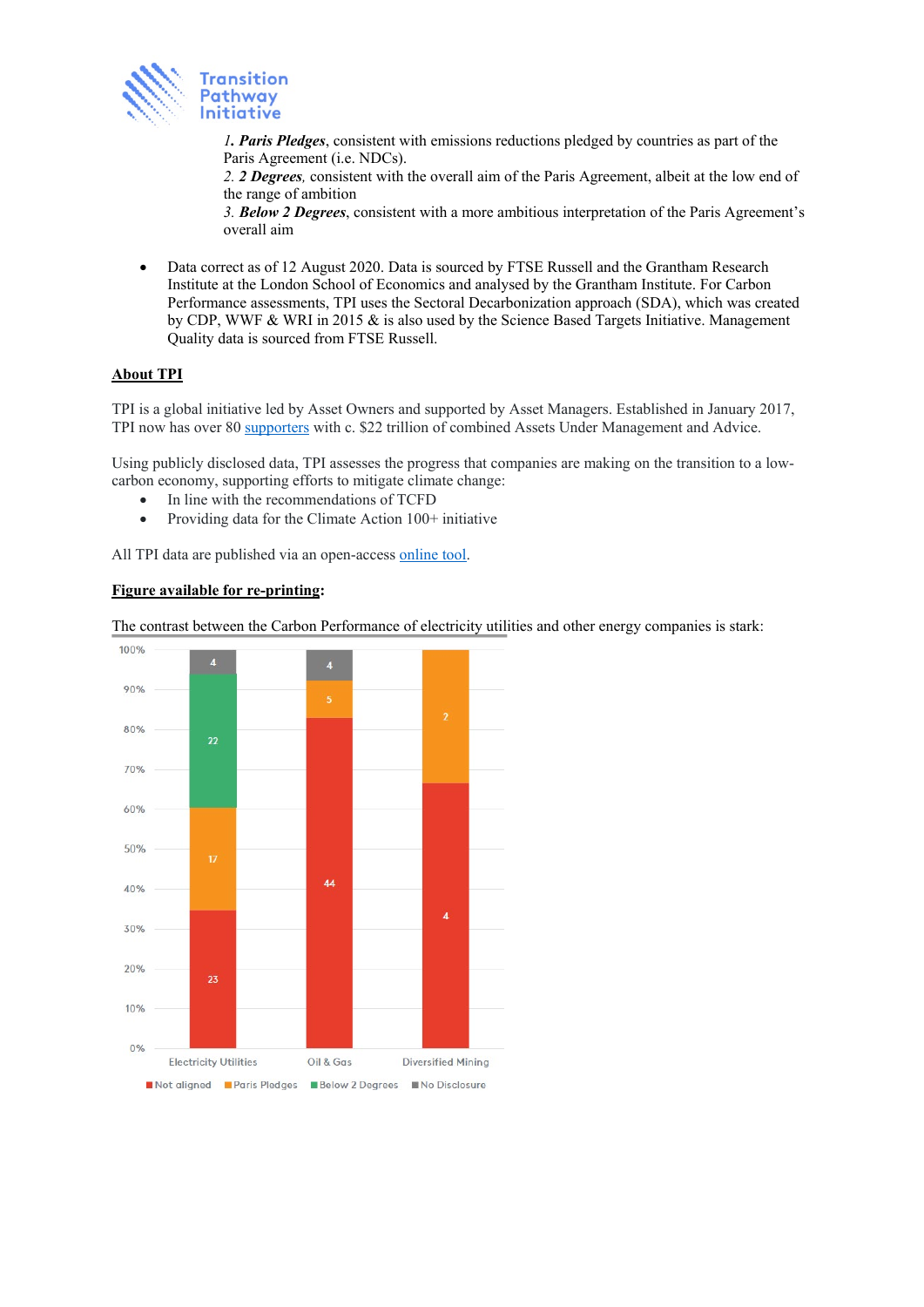1. ***Paris Pledges***, consistent with emissions reductions pledged by countries as part of the Paris Agreement (i.e. NDCs).
2. ***2 Degrees***, consistent with the overall aim of the Paris Agreement, albeit at the low end of the range of ambition
3. ***Below 2 Degrees***, consistent with a more ambitious interpretation of the Paris Agreement's overall aim

- Data correct as of 12 August 2020. Data is sourced by FTSE Russell and the Grantham Research Institute at the London School of Economics and analysed by the Grantham Institute. For Carbon Performance assessments, TPI uses the Sectoral Decarbonization approach (SDA), which was created by CDP, WWF & WRI in 2015 & is also used by the Science Based Targets Initiative. Management Quality data is sourced from FTSE Russell.

**About TPI**

TPI is a global initiative led by Asset Owners and supported by Asset Managers. Established in January 2017, TPI now has over 80 supporters with c. $22 trillion of combined Assets Under Management and Advice.

Using publicly disclosed data, TPI assesses the progress that companies are making on the transition to a low-carbon economy, supporting efforts to mitigate climate change:

- In line with the recommendations of TCFD
- Providing data for the Climate Action 100+ initiative

All TPI data are published via an open-access online tool.

**Figure available for re-printing**:

The contrast between the Carbon Performance of electricity utilities and other energy companies is stark:

100%
90%
80%
70%
60%
50%
40%
30%
20%
10%
0%

Electricity Utilities: 4, 22, 17, 23
Oil & Gas: 4, 5, 44
Diversified Mining: 2, 4

Not aligned
Paris Pledges
Below 2 Degrees
No Disclosure